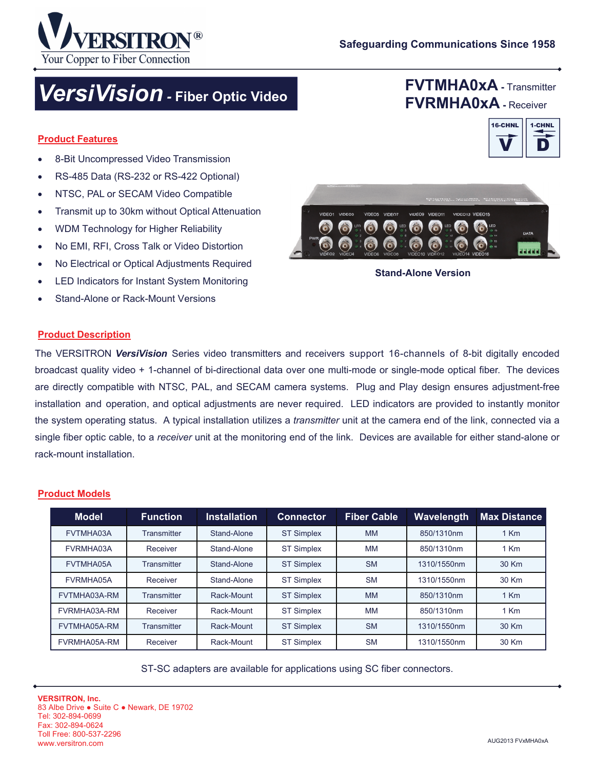VERSITRON®
Your Copper to Fiber Connection

Safeguarding Communications Since 1958

# *VersiVision* - Fiber Optic Video

**FVTMHA0xA** - Transmitter
**FVRMHA0xA** - Receiver

16-CHNL V | 1-CHNL D

## Product Features

- 8-Bit Uncompressed Video Transmission
- RS-485 Data (RS-232 or RS-422 Optional)
- NTSC, PAL or SECAM Video Compatible
- Transmit up to 30km without Optical Attenuation
- WDM Technology for Higher Reliability
- No EMI, RFI, Cross Talk or Video Distortion
- No Electrical or Optical Adjustments Required
- LED Indicators for Instant System Monitoring
- Stand-Alone or Rack-Mount Versions

**Stand-Alone Version**

## Product Description

The VERSITRON ***VersiVision*** Series video transmitters and receivers support 16-channels of 8-bit digitally encoded broadcast quality video + 1-channel of bi-directional data over one multi-mode or single-mode optical fiber. The devices are directly compatible with NTSC, PAL, and SECAM camera systems. Plug and Play design ensures adjustment-free installation and operation, and optical adjustments are never required. LED indicators are provided to instantly monitor the system operating status. A typical installation utilizes a *transmitter* unit at the camera end of the link, connected via a single fiber optic cable, to a *receiver* unit at the monitoring end of the link. Devices are available for either stand-alone or rack-mount installation.

## Product Models

| Model | Function | Installation | Connector | Fiber Cable | Wavelength | Max Distance |
|---|---|---|---|---|---|---|
| FVTMHA03A | Transmitter | Stand-Alone | ST Simplex | MM | 850/1310nm | 1 Km |
| FVRMHA03A | Receiver | Stand-Alone | ST Simplex | MM | 850/1310nm | 1 Km |
| FVTMHA05A | Transmitter | Stand-Alone | ST Simplex | SM | 1310/1550nm | 30 Km |
| FVRMHA05A | Receiver | Stand-Alone | ST Simplex | SM | 1310/1550nm | 30 Km |
| FVTMHA03A-RM | Transmitter | Rack-Mount | ST Simplex | MM | 850/1310nm | 1 Km |
| FVRMHA03A-RM | Receiver | Rack-Mount | ST Simplex | MM | 850/1310nm | 1 Km |
| FVTMHA05A-RM | Transmitter | Rack-Mount | ST Simplex | SM | 1310/1550nm | 30 Km |
| FVRMHA05A-RM | Receiver | Rack-Mount | ST Simplex | SM | 1310/1550nm | 30 Km |

ST-SC adapters are available for applications using SC fiber connectors.

**VERSITRON, Inc.**
83 Albe Drive ● Suite C ● Newark, DE 19702
Tel: 302-894-0699
Fax: 302-894-0624
Toll Free: 800-537-2296
www.versitron.com

AUG2013 FVxMHA0xA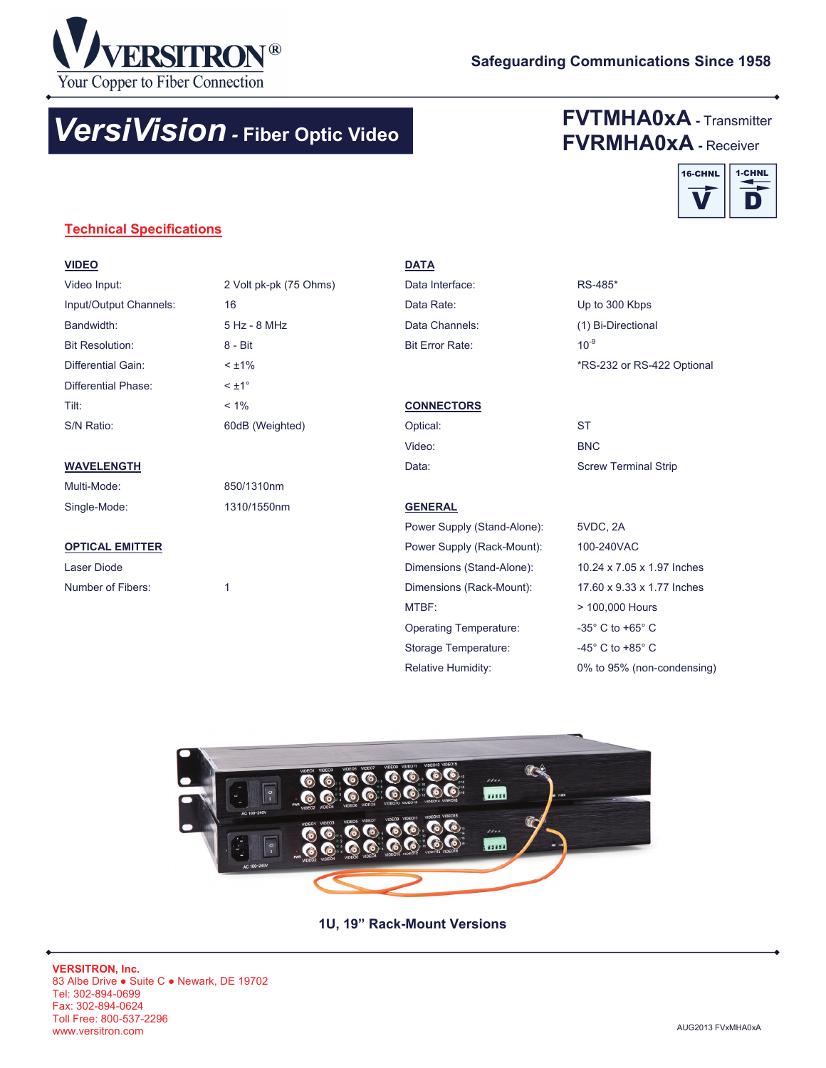# VersiVision - Fiber Optic Video

**FVTMHA0xA** - Transmitter
**FVRMHA0xA** - Receiver

16-CHNL V | 1-CHNL D

## Technical Specifications

### VIDEO

| | |
|---|---|
| Video Input: | 2 Volt pk-pk (75 Ohms) |
| Input/Output Channels: | 16 |
| Bandwidth: | 5 Hz - 8 MHz |
| Bit Resolution: | 8 - Bit |
| Differential Gain: | < ±1% |
| Differential Phase: | < ±1° |
| Tilt: | < 1% |
| S/N Ratio: | 60dB (Weighted) |

### WAVELENGTH

| | |
|---|---|
| Multi-Mode: | 850/1310nm |
| Single-Mode: | 1310/1550nm |

### OPTICAL EMITTER

Laser Diode

| | |
|---|---|
| Number of Fibers: | 1 |

### DATA

| | |
|---|---|
| Data Interface: | RS-485* |
| Data Rate: | Up to 300 Kbps |
| Data Channels: | (1) Bi-Directional |
| Bit Error Rate: | $10^{-9}$ |

*RS-232 or RS-422 Optional

### CONNECTORS

| | |
|---|---|
| Optical: | ST |
| Video: | BNC |
| Data: | Screw Terminal Strip |

### GENERAL

| | |
|---|---|
| Power Supply (Stand-Alone): | 5VDC, 2A |
| Power Supply (Rack-Mount): | 100-240VAC |
| Dimensions (Stand-Alone): | 10.24 x 7.05 x 1.97 Inches |
| Dimensions (Rack-Mount): | 17.60 x 9.33 x 1.77 Inches |
| MTBF: | > 100,000 Hours |
| Operating Temperature: | -35° C to +65° C |
| Storage Temperature: | -45° C to +85° C |
| Relative Humidity: | 0% to 95% (non-condensing) |

1U, 19" Rack-Mount Versions

**VERSITRON, Inc.**
83 Albe Drive ● Suite C ● Newark, DE 19702
Tel: 302-894-0699
Fax: 302-894-0624
Toll Free: 800-537-2296
www.versitron.com

AUG2013 FVxMHA0xA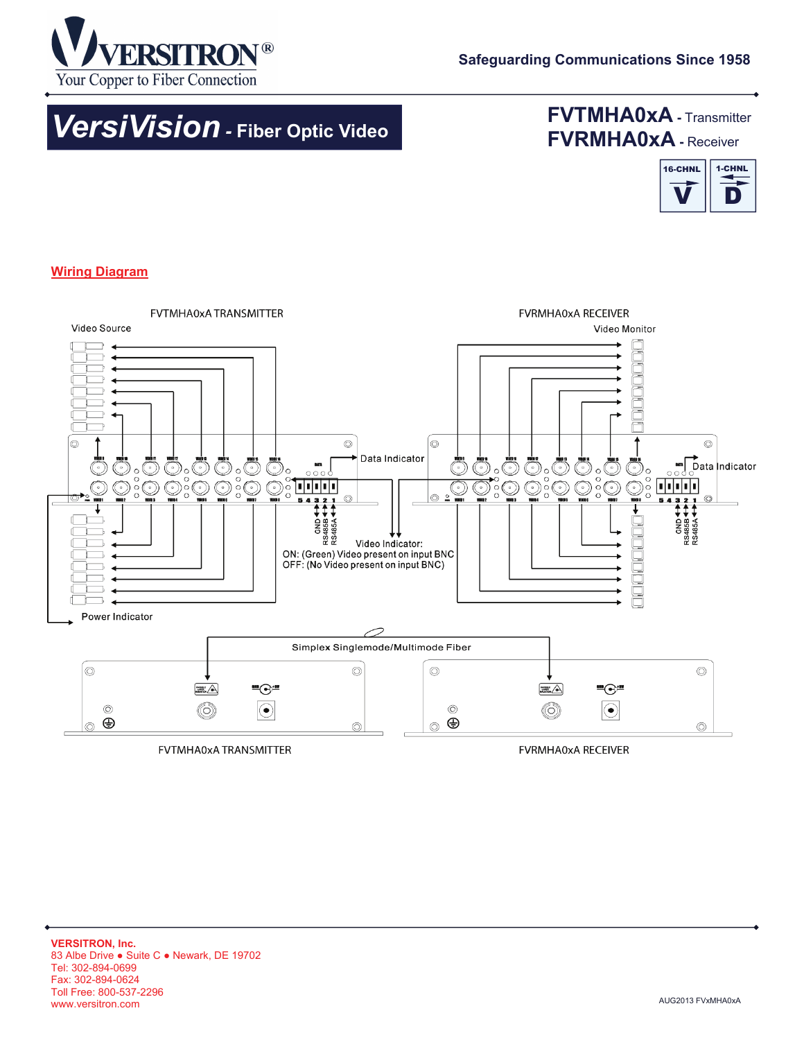# VersiVision - Fiber Optic Video

**FVTMHA0xA** - Transmitter
**FVRMHA0xA** - Receiver

16-CHNL V
1-CHNL D

## Wiring Diagram

FVTMHA0xA TRANSMITTER

Video Source

Data Indicator

GND
RS485B
RS485A

Video Indicator:
ON: (Green) Video present on input BNC
OFF: (No Video present on input BNC)

Power Indicator

FVRMHA0xA RECEIVER

Video Monitor

Data Indicator

GND
RS485B
RS485A

Simplex Singlemode/Multimode Fiber

FVTMHA0xA TRANSMITTER

FVRMHA0xA RECEIVER

**VERSITRON, Inc.**
83 Albe Drive ● Suite C ● Newark, DE 19702
Tel: 302-894-0699
Fax: 302-894-0624
Toll Free: 800-537-2296
www.versitron.com

AUG2013 FVxMHA0xA